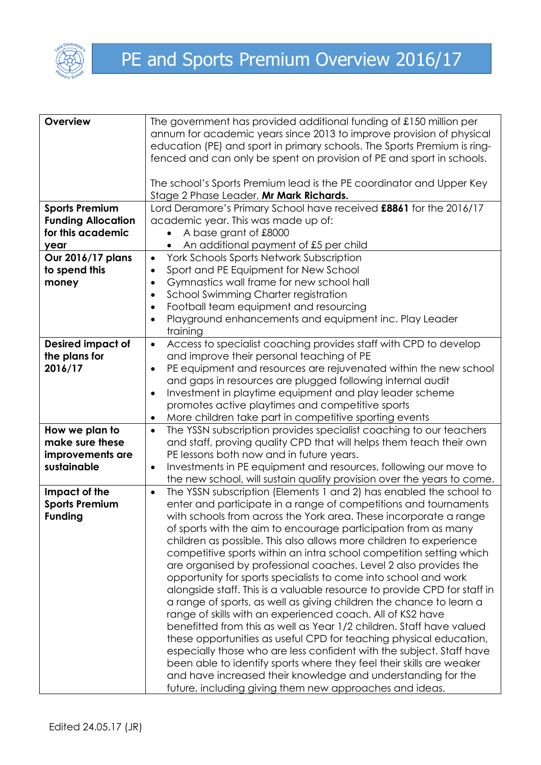# PE and Sports Premium Overview 2016/17

| | |
|---|---|
| **Overview** | The government has provided additional funding of £150 million per annum for academic years since 2013 to improve provision of physical education (PE) and sport in primary schools. The Sports Premium is ring-fenced and can only be spent on provision of PE and sport in schools.<br><br>The school's Sports Premium lead is the PE coordinator and Upper Key Stage 2 Phase Leader, **Mr Mark Richards.** |
| **Sports Premium Funding Allocation for this academic year** | Lord Deramore's Primary School have received **£8861** for the 2016/17 academic year. This was made up of:<br>• A base grant of £8000<br>• An additional payment of £5 per child |
| **Our 2016/17 plans to spend this money** | • York Schools Sports Network Subscription<br>• Sport and PE Equipment for New School<br>• Gymnastics wall frame for new school hall<br>• School Swimming Charter registration<br>• Football team equipment and resourcing<br>• Playground enhancements and equipment inc. Play Leader training |
| **Desired impact of the plans for 2016/17** | • Access to specialist coaching provides staff with CPD to develop and improve their personal teaching of PE<br>• PE equipment and resources are rejuvenated within the new school and gaps in resources are plugged following internal audit<br>• Investment in playtime equipment and play leader scheme promotes active playtimes and competitive sports<br>• More children take part in competitive sporting events |
| **How we plan to make sure these improvements are sustainable** | • The YSSN subscription provides specialist coaching to our teachers and staff, proving quality CPD that will helps them teach their own PE lessons both now and in future years.<br>• Investments in PE equipment and resources, following our move to the new school, will sustain quality provision over the years to come. |
| **Impact of the Sports Premium Funding** | • The YSSN subscription (Elements 1 and 2) has enabled the school to enter and participate in a range of competitions and tournaments with schools from across the York area. These incorporate a range of sports with the aim to encourage participation from as many children as possible. This also allows more children to experience competitive sports within an intra school competition setting which are organised by professional coaches. Level 2 also provides the opportunity for sports specialists to come into school and work alongside staff. This is a valuable resource to provide CPD for staff in a range of sports, as well as giving children the chance to learn a range of skills with an experienced coach. All of KS2 have benefitted from this as well as Year 1/2 children. Staff have valued these opportunities as useful CPD for teaching physical education, especially those who are less confident with the subject. Staff have been able to identify sports where they feel their skills are weaker and have increased their knowledge and understanding for the future, including giving them new approaches and ideas. |

Edited 24.05.17 (JR)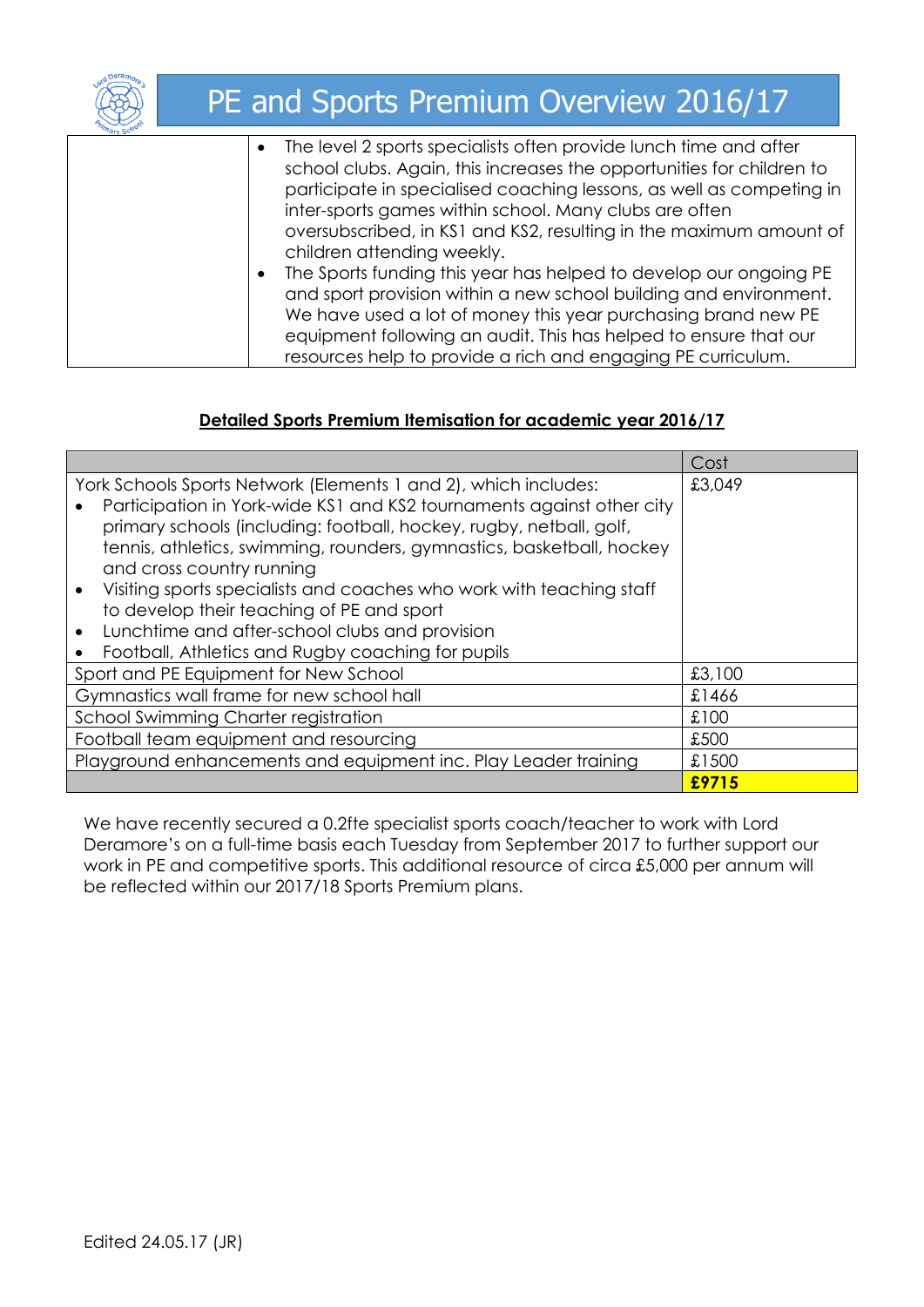# PE and Sports Premium Overview 2016/17

| | |
|---|---|
| | • The level 2 sports specialists often provide lunch time and after school clubs. Again, this increases the opportunities for children to participate in specialised coaching lessons, as well as competing in inter-sports games within school. Many clubs are often oversubscribed, in KS1 and KS2, resulting in the maximum amount of children attending weekly.<br>• The Sports funding this year has helped to develop our ongoing PE and sport provision within a new school building and environment. We have used a lot of money this year purchasing brand new PE equipment following an audit. This has helped to ensure that our resources help to provide a rich and engaging PE curriculum. |

## Detailed Sports Premium Itemisation for academic year 2016/17

| | Cost |
|---|---|
| York Schools Sports Network (Elements 1 and 2), which includes:<br>• Participation in York-wide KS1 and KS2 tournaments against other city primary schools (including: football, hockey, rugby, netball, golf, tennis, athletics, swimming, rounders, gymnastics, basketball, hockey and cross country running<br>• Visiting sports specialists and coaches who work with teaching staff to develop their teaching of PE and sport<br>• Lunchtime and after-school clubs and provision<br>• Football, Athletics and Rugby coaching for pupils | £3,049 |
| Sport and PE Equipment for New School | £3,100 |
| Gymnastics wall frame for new school hall | £1466 |
| School Swimming Charter registration | £100 |
| Football team equipment and resourcing | £500 |
| Playground enhancements and equipment inc. Play Leader training | £1500 |
| | **£9715** |

We have recently secured a 0.2fte specialist sports coach/teacher to work with Lord Deramore's on a full-time basis each Tuesday from September 2017 to further support our work in PE and competitive sports. This additional resource of circa £5,000 per annum will be reflected within our 2017/18 Sports Premium plans.

Edited 24.05.17 (JR)